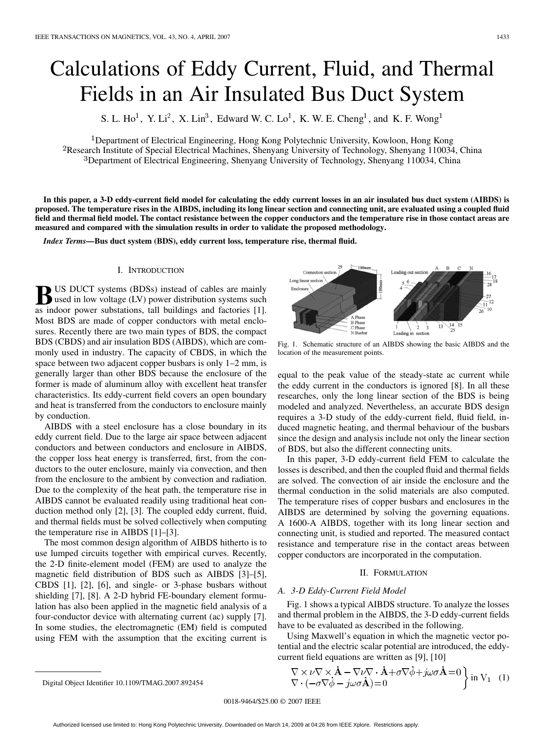# Calculations of Eddy Current, Fluid, and Thermal Fields in an Air Insulated Bus Duct System

S. L. Ho[1], Y. Li[2], X. Lin[3], Edward W. C. Lo[1], K. W. E. Cheng[1], and K. F. Wong[1]

[1]Department of Electrical Engineering, Hong Kong Polytechnic University, Kowloon, Hong Kong
[2]Research Institute of Special Electrical Machines, Shenyang University of Technology, Shenyang 110034, China
[3]Department of Electrical Engineering, Shenyang University of Technology, Shenyang 110034, China

**In this paper, a 3-D eddy-current field model for calculating the eddy current losses in an air insulated bus duct system (AIBDS) is proposed. The temperature rises in the AIBDS, including its long linear section and connecting unit, are evaluated using a coupled fluid field and thermal field model. The contact resistance between the copper conductors and the temperature rise in those contact areas are measured and compared with the simulation results in order to validate the proposed methodology.**

***Index Terms*—Bus duct system (BDS), eddy current loss, temperature rise, thermal fluid.**

## I. Introduction

BUS DUCT systems (BDSs) instead of cables are mainly used in low voltage (LV) power distribution systems such as indoor power substations, tall buildings and factories [1]. Most BDS are made of copper conductors with metal enclosures. Recently there are two main types of BDS, the compact BDS (CBDS) and air insulation BDS (AIBDS), which are commonly used in industry. The capacity of CBDS, in which the space between two adjacent copper busbars is only 1–2 mm, is generally larger than other BDS because the enclosure of the former is made of aluminum alloy with excellent heat transfer characteristics. Its eddy-current field covers an open boundary and heat is transferred from the conductors to enclosure mainly by conduction.

AIBDS with a steel enclosure has a close boundary in its eddy current field. Due to the large air space between adjacent conductors and between conductors and enclosure in AIBDS, the copper loss heat energy is transferred, first, from the conductors to the outer enclosure, mainly via convection, and then from the enclosure to the ambient by convection and radiation. Due to the complexity of the heat path, the temperature rise in AIBDS cannot be evaluated readily using traditional heat conduction method only [2], [3]. The coupled eddy current, fluid, and thermal fields must be solved collectively when computing the temperature rise in AIBDS [1]–[3].

The most common design algorithm of AIBDS hitherto is to use lumped circuits together with empirical curves. Recently, the 2-D finite-element model (FEM) are used to analyze the magnetic field distribution of BDS such as AIBDS [3]–[5], CBDS [1], [2], [6], and single- or 3-phase busbars without shielding [7], [8]. A 2-D hybrid FE-boundary element formulation has also been applied in the magnetic field analysis of a four-conductor device with alternating current (ac) supply [7]. In some studies, the electromagnetic (EM) field is computed using FEM with the assumption that the exciting current is equal to the peak value of the steady-state ac current while the eddy current in the conductors is ignored [8]. In all these researches, only the long linear section of the BDS is being modeled and analyzed. Nevertheless, an accurate BDS design requires a 3-D study of the eddy-current field, fluid field, induced magnetic heating, and thermal behaviour of the busbars since the design and analysis include not only the linear section of BDS, but also the different connecting units.

In this paper, 3-D eddy-current field FEM to calculate the losses is described, and then the coupled fluid and thermal fields are solved. The convection of air inside the enclosure and the thermal conduction in the solid materials are also computed. The temperature rises of copper busbars and enclosures in the AIBDS are determined by solving the governing equations. A 1600-A AIBDS, together with its long linear section and connecting unit, is studied and reported. The measured contact resistance and temperature rise in the contact areas between copper conductors are incorporated in the computation.

Fig. 1. Schematic structure of an AIBDS showing the basic AIBDS and the location of the measurement points.

## II. Formulation

### A. 3-D Eddy-Current Field Model

Fig. 1 shows a typical AIBDS structure. To analyze the losses and thermal problem in the AIBDS, the 3-D eddy-current fields have to be evaluated as described in the following.

Using Maxwell's equation in which the magnetic vector potential and the electric scalar potential are introduced, the eddy-current field equations are written as [9], [10]

$$\left.\begin{aligned} \nabla\times\nu\nabla\times\dot{\mathbf{A}}-\nabla\nu\nabla\cdot\dot{\mathbf{A}}+\sigma\nabla\dot{\phi}+j\omega\sigma\dot{\mathbf{A}}&=0\\ \nabla\cdot(-\sigma\nabla\dot{\phi}-j\omega\sigma\dot{\mathbf{A}})&=0 \end{aligned}\right\}\text{ in } V_1 \quad (1)$$

Digital Object Identifier 10.1109/TMAG.2007.892454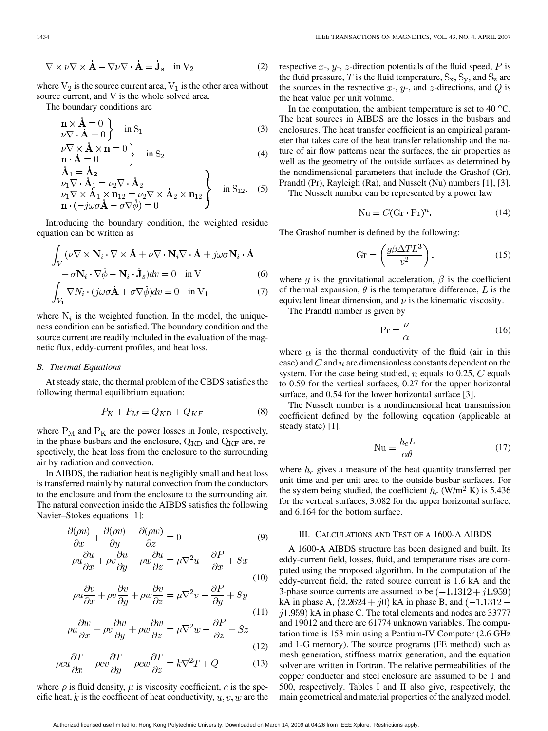$$\nabla \times \nu \nabla \times \dot{\mathbf{A}} - \nabla \nu \nabla \cdot \dot{\mathbf{A}} = \dot{\mathbf{J}}_s \quad \text{in V}_2 \tag{2}$$

where $\text{V}_2$ is the source current area, $\text{V}_1$ is the other area without source current, and V is the whole solved area.

The boundary conditions are

$$\left.\begin{array}{l} \mathbf{n} \times \dot{\mathbf{A}} = 0 \\ \nu \nabla \cdot \dot{\mathbf{A}} = 0 \end{array}\right\} \quad \text{in S}_1 \tag{3}$$

$$\left.\begin{array}{l} \nu \nabla \times \dot{\mathbf{A}} \times \mathbf{n} = 0 \\ \mathbf{n} \cdot \dot{\mathbf{A}} = 0 \end{array}\right\} \quad \text{in S}_2 \tag{4}$$

$$\left.\begin{array}{l} \dot{\mathbf{A}}_1 = \dot{\mathbf{A}}_2 \\ \nu_1 \nabla \cdot \dot{\mathbf{A}}_1 = \nu_2 \nabla \cdot \dot{\mathbf{A}}_2 \\ \nu_1 \nabla \times \dot{\mathbf{A}}_1 \times \mathbf{n}_{12} = \nu_2 \nabla \times \dot{\mathbf{A}}_2 \times \mathbf{n}_{12} \\ \mathbf{n} \cdot (-j\omega\sigma\dot{\mathbf{A}} - \sigma\nabla\dot{\phi}) = 0 \end{array}\right\} \quad \text{in S}_{12}. \tag{5}$$

Introducing the boundary condition, the weighted residue equation can be written as

$$\int_V (\nu \nabla \times \mathbf{N}_i \cdot \nabla \times \dot{\mathbf{A}} + \nu \nabla \cdot \mathbf{N}_i \nabla \cdot \dot{\mathbf{A}} + j\omega\sigma \mathbf{N}_i \cdot \dot{\mathbf{A}} + \sigma \mathbf{N}_i \cdot \nabla \dot{\phi} - \mathbf{N}_i \cdot \dot{\mathbf{J}}_s) dv = 0 \quad \text{in V} \tag{6}$$

$$\int_{V_1} \nabla N_i \cdot (j\omega\sigma\dot{\mathbf{A}} + \sigma\nabla\dot{\phi}) dv = 0 \quad \text{in V}_1 \tag{7}$$

where $\text{N}_i$ is the weighted function. In the model, the uniqueness condition can be satisfied. The boundary condition and the source current are readily included in the evaluation of the magnetic flux, eddy-current profiles, and heat loss.

### B. Thermal Equations

At steady state, the thermal problem of the CBDS satisfies the following thermal equilibrium equation:

$$P_K + P_M = Q_{KD} + Q_{KF} \tag{8}$$

where $\text{P}_\text{M}$ and $\text{P}_\text{K}$ are the power losses in Joule, respectively, in the phase busbars and the enclosure, $\text{Q}_\text{KD}$ and $\text{Q}_\text{KF}$ are, respectively, the heat loss from the enclosure to the surrounding air by radiation and convection.

In AIBDS, the radiation heat is negligibly small and heat loss is transferred mainly by natural convection from the conductors to the enclosure and from the enclosure to the surrounding air. The natural convection inside the AIBDS satisfies the following Navier–Stokes equations [1]:

$$\frac{\partial(\rho u)}{\partial x} + \frac{\partial(\rho v)}{\partial y} + \frac{\partial(\rho w)}{\partial z} = 0 \tag{9}$$

$$\rho u \frac{\partial u}{\partial x} + \rho v \frac{\partial u}{\partial y} + \rho w \frac{\partial u}{\partial z} = \mu \nabla^2 u - \frac{\partial P}{\partial x} + Sx \tag{10}$$

$$\rho u \frac{\partial v}{\partial x} + \rho v \frac{\partial v}{\partial y} + \rho w \frac{\partial v}{\partial z} = \mu \nabla^2 v - \frac{\partial P}{\partial y} + Sy \tag{11}$$

$$\rho u \frac{\partial w}{\partial x} + \rho v \frac{\partial w}{\partial y} + \rho w \frac{\partial w}{\partial z} = \mu \nabla^2 w - \frac{\partial P}{\partial z} + Sz \tag{12}$$

$$\rho c u \frac{\partial T}{\partial x} + \rho c v \frac{\partial T}{\partial y} + \rho c w \frac{\partial T}{\partial z} = k \nabla^2 T + Q \tag{13}$$

where $\rho$ is fluid density, $\mu$ is viscosity coefficient, $c$ is the specific heat, $k$ is the coefficent of heat conductivity, $u, v, w$ are the respective $x$-, $y$-, $z$-direction potentials of the fluid speed, $P$ is the fluid pressure, $T$ is the fluid temperature, $\text{S}_\text{x}$, $\text{S}_\text{y}$, and $\text{S}_\text{z}$ are the sources in the respective $x$-, $y$-, and $z$-directions, and $Q$ is the heat value per unit volume.

In the computation, the ambient temperature is set to 40 °C. The heat sources in AIBDS are the losses in the busbars and enclosures. The heat transfer coefficient is an empirical parameter that takes care of the heat transfer relationship and the nature of air flow patterns near the surfaces, the air properties as well as the geometry of the outside surfaces as determined by the nondimensional parameters that include the Grashof (Gr), Prandtl (Pr), Rayleigh (Ra), and Nusselt (Nu) numbers [1], [3].

The Nusselt number can be represented by a power law

$$\text{Nu} = C(\text{Gr} \cdot \text{Pr})^n. \tag{14}$$

The Grashof number is defined by the following:

$$\text{Gr} = \left(\frac{g\beta\Delta T L^3}{v^2}\right). \tag{15}$$

where $g$ is the gravitational acceleration, $\beta$ is the coefficient of thermal expansion, $\theta$ is the temperature difference, $L$ is the equivalent linear dimension, and $\nu$ is the kinematic viscosity.

The Prandtl number is given by

$$\text{Pr} = \frac{\nu}{\alpha} \tag{16}$$

where $\alpha$ is the thermal conductivity of the fluid (air in this case) and $C$ and $n$ are dimensionless constants dependent on the system. For the case being studied, $n$ equals to 0.25, $C$ equals to 0.59 for the vertical surfaces, 0.27 for the upper horizontal surface, and 0.54 for the lower horizontal surface [3].

The Nusselt number is a nondimensional heat transmission coefficient defined by the following equation (applicable at steady state) [1]:

$$\text{Nu} = \frac{h_c L}{\alpha\theta} \tag{17}$$

where $h_c$ gives a measure of the heat quantity transferred per unit time and per unit area to the outside busbar surfaces. For the system being studied, the coefficient $h_c$ (W/m$^2$ K) is 5.436 for the vertical surfaces, 3.082 for the upper horizontal surface, and 6.164 for the bottom surface.

## III. Calculations and Test of a 1600-A AIBDS

A 1600-A AIBDS structure has been designed and built. Its eddy-current field, losses, fluid, and temperature rises are computed using the proposed algorithm. In the computation of the eddy-current field, the rated source current is 1.6 kA and the 3-phase source currents are assumed to be $(-1.1312 + j1.959)$ kA in phase A, $(2.2624 + j0)$ kA in phase B, and $(-1.1312 - j1.959)$ kA in phase C. The total elements and nodes are 33777 and 19012 and there are 61774 unknown variables. The computation time is 153 min using a Pentium-IV Computer (2.6 GHz and 1-G memory). The source programs (FE method) such as mesh generation, stiffness matrix generation, and the equation solver are written in Fortran. The relative permeabilities of the copper conductor and steel enclosure are assumed to be 1 and 500, respectively. Tables I and II also give, respectively, the main geometrical and material properties of the analyzed model.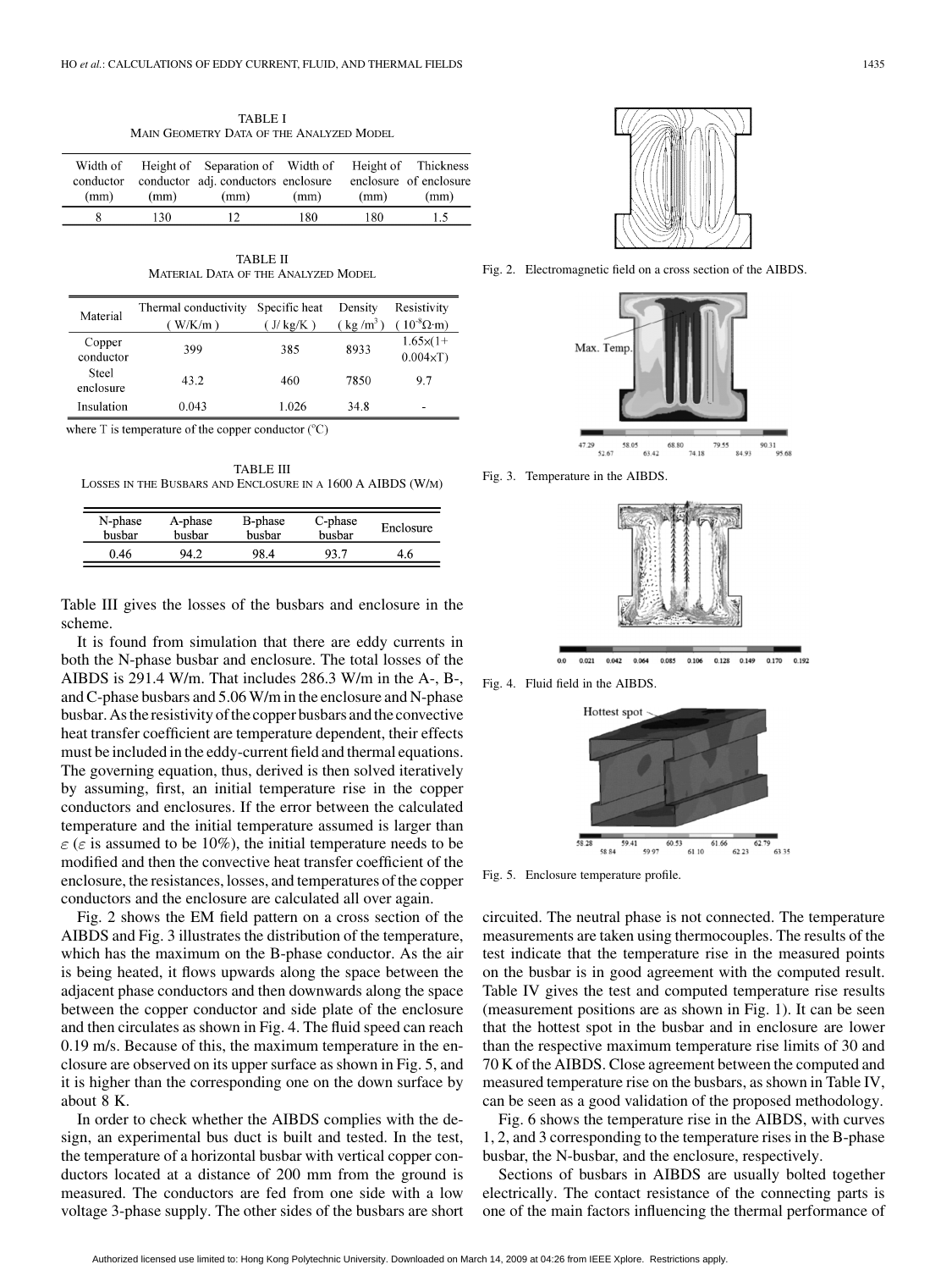TABLE I
MAIN GEOMETRY DATA OF THE ANALYZED MODEL

| Width of conductor (mm) | Height of conductor (mm) | Separation of adj. conductors (mm) | Width of enclosure (mm) | Height of enclosure (mm) | Thickness of enclosure (mm) |
|---|---|---|---|---|---|
| 8 | 130 | 12 | 180 | 180 | 1.5 |

TABLE II
MATERIAL DATA OF THE ANALYZED MODEL

| Material | Thermal conductivity (W/K/m) | Specific heat (J/kg/K) | Density (kg/m$^3$) | Resistivity ($10^{-8}\Omega\cdot$m) |
|---|---|---|---|---|
| Copper conductor | 399 | 385 | 8933 | $1.65\times(1+0.004\times T)$ |
| Steel enclosure | 43.2 | 460 | 7850 | 9.7 |
| Insulation | 0.043 | 1.026 | 34.8 | - |

where T is temperature of the copper conductor (°C)

TABLE III
LOSSES IN THE BUSBARS AND ENCLOSURE IN A 1600 A AIBDS (W/M)

| N-phase busbar | A-phase busbar | B-phase busbar | C-phase busbar | Enclosure |
|---|---|---|---|---|
| 0.46 | 94.2 | 98.4 | 93.7 | 4.6 |

Table III gives the losses of the busbars and enclosure in the scheme.

It is found from simulation that there are eddy currents in both the N-phase busbar and enclosure. The total losses of the AIBDS is 291.4 W/m. That includes 286.3 W/m in the A-, B-, and C-phase busbars and 5.06 W/m in the enclosure and N-phase busbar. As the resistivity of the copper busbars and the convective heat transfer coefficient are temperature dependent, their effects must be included in the eddy-current field and thermal equations. The governing equation, thus, derived is then solved iteratively by assuming, first, an initial temperature rise in the copper conductors and enclosures. If the error between the calculated temperature and the initial temperature assumed is larger than $\varepsilon$ ($\varepsilon$ is assumed to be 10%), the initial temperature needs to be modified and then the convective heat transfer coefficient of the enclosure, the resistances, losses, and temperatures of the copper conductors and the enclosure are calculated all over again.

Fig. 2 shows the EM field pattern on a cross section of the AIBDS and Fig. 3 illustrates the distribution of the temperature, which has the maximum on the B-phase conductor. As the air is being heated, it flows upwards along the space between the adjacent phase conductors and then downwards along the space between the copper conductor and side plate of the enclosure and then circulates as shown in Fig. 4. The fluid speed can reach 0.19 m/s. Because of this, the maximum temperature in the enclosure are observed on its upper surface as shown in Fig. 5, and it is higher than the corresponding one on the down surface by about 8 K.

In order to check whether the AIBDS complies with the design, an experimental bus duct is built and tested. In the test, the temperature of a horizontal busbar with vertical copper conductors located at a distance of 200 mm from the ground is measured. The conductors are fed from one side with a low voltage 3-phase supply. The other sides of the busbars are short circuited. The neutral phase is not connected. The temperature measurements are taken using thermocouples. The results of the test indicate that the temperature rise in the measured points on the busbar is in good agreement with the computed result. Table IV gives the test and computed temperature rise results (measurement positions are as shown in Fig. 1). It can be seen that the hottest spot in the busbar and in enclosure are lower than the respective maximum temperature rise limits of 30 and 70 K of the AIBDS. Close agreement between the computed and measured temperature rise on the busbars, as shown in Table IV, can be seen as a good validation of the proposed methodology.

Fig. 2. Electromagnetic field on a cross section of the AIBDS.

Fig. 3. Temperature in the AIBDS.

Fig. 4. Fluid field in the AIBDS.

Fig. 5. Enclosure temperature profile.

Fig. 6 shows the temperature rise in the AIBDS, with curves 1, 2, and 3 corresponding to the temperature rises in the B-phase busbar, the N-busbar, and the enclosure, respectively.

Sections of busbars in AIBDS are usually bolted together electrically. The contact resistance of the connecting parts is one of the main factors influencing the thermal performance of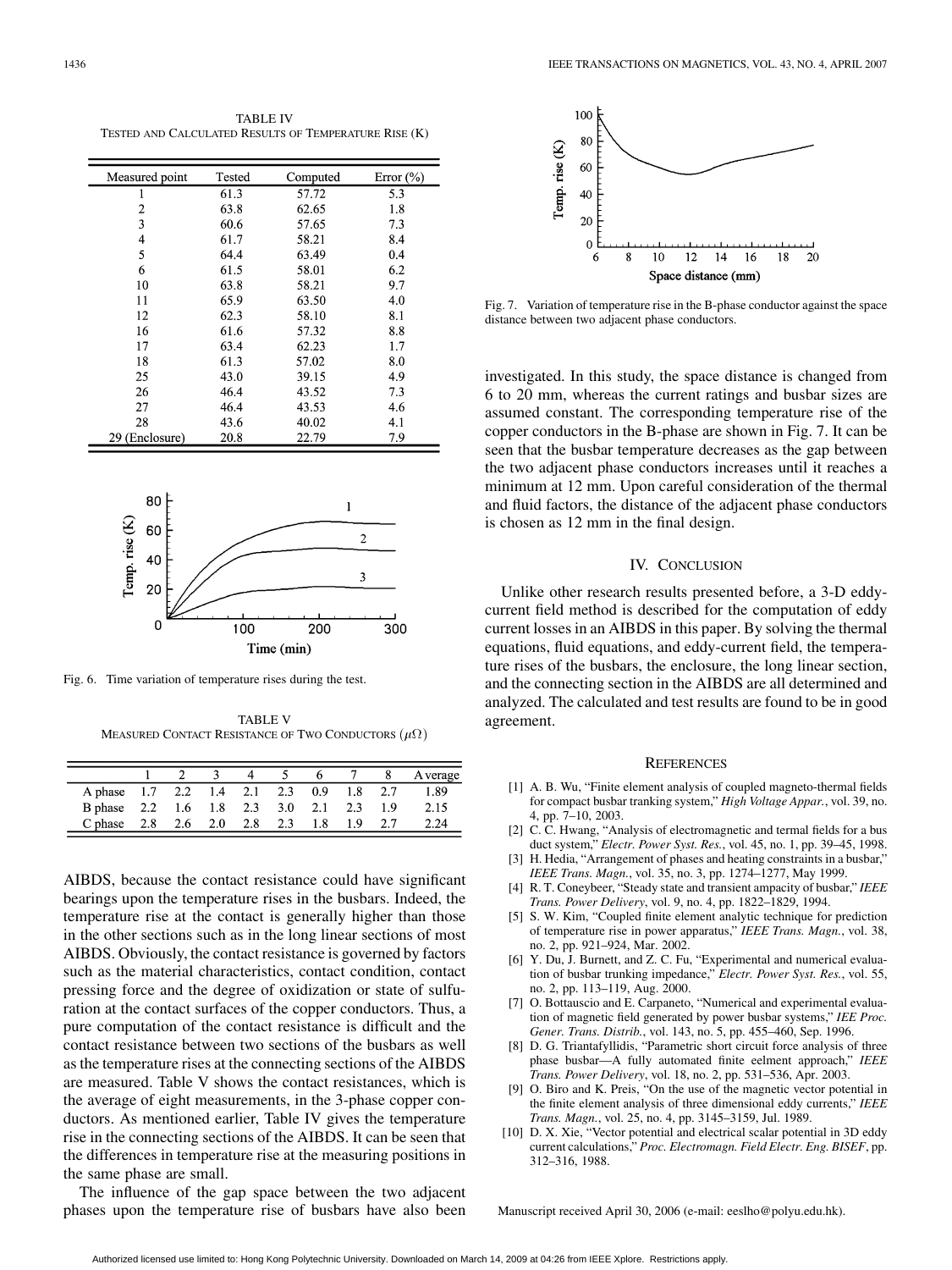TABLE IV
TESTED AND CALCULATED RESULTS OF TEMPERATURE RISE (K)

| Measured point | Tested | Computed | Error (%) |
|---|---|---|---|
| 1 | 61.3 | 57.72 | 5.3 |
| 2 | 63.8 | 62.65 | 1.8 |
| 3 | 60.6 | 57.65 | 7.3 |
| 4 | 61.7 | 58.21 | 8.4 |
| 5 | 64.4 | 63.49 | 0.4 |
| 6 | 61.5 | 58.01 | 6.2 |
| 10 | 63.8 | 58.21 | 9.7 |
| 11 | 65.9 | 63.50 | 4.0 |
| 12 | 62.3 | 58.10 | 8.1 |
| 16 | 61.6 | 57.32 | 8.8 |
| 17 | 63.4 | 62.23 | 1.7 |
| 18 | 61.3 | 57.02 | 8.0 |
| 25 | 43.0 | 39.15 | 4.9 |
| 26 | 46.4 | 43.52 | 7.3 |
| 27 | 46.4 | 43.53 | 4.6 |
| 28 | 43.6 | 40.02 | 4.1 |
| 29 (Enclosure) | 20.8 | 22.79 | 7.9 |

Temp. rise (K)
80
60
40
20
0
100
200
300
Time (min)
1
2
3

Fig. 6. Time variation of temperature rises during the test.

TABLE V
MEASURED CONTACT RESISTANCE OF TWO CONDUCTORS ($\mu\Omega$)

| | 1 | 2 | 3 | 4 | 5 | 6 | 7 | 8 | Average |
|---|---|---|---|---|---|---|---|---|---|
| A phase | 1.7 | 2.2 | 1.4 | 2.1 | 2.3 | 0.9 | 1.8 | 2.7 | 1.89 |
| B phase | 2.2 | 1.6 | 1.8 | 2.3 | 3.0 | 2.1 | 2.3 | 1.9 | 2.15 |
| C phase | 2.8 | 2.6 | 2.0 | 2.8 | 2.3 | 1.8 | 1.9 | 2.7 | 2.24 |

AIBDS, because the contact resistance could have significant bearings upon the temperature rises in the busbars. Indeed, the temperature rise at the contact is generally higher than those in the other sections such as in the long linear sections of most AIBDS. Obviously, the contact resistance is governed by factors such as the material characteristics, contact condition, contact pressing force and the degree of oxidization or state of sulfuration at the contact surfaces of the copper conductors. Thus, a pure computation of the contact resistance is difficult and the contact resistance between two sections of the busbars as well as the temperature rises at the connecting sections of the AIBDS are measured. Table V shows the contact resistances, which is the average of eight measurements, in the 3-phase copper conductors. As mentioned earlier, Table IV gives the temperature rise in the connecting sections of the AIBDS. It can be seen that the differences in temperature rise at the measuring positions in the same phase are small.

The influence of the gap space between the two adjacent phases upon the temperature rise of busbars have also been investigated. In this study, the space distance is changed from 6 to 20 mm, whereas the current ratings and busbar sizes are assumed constant. The corresponding temperature rise of the copper conductors in the B-phase are shown in Fig. 7. It can be seen that the busbar temperature decreases as the gap between the two adjacent phase conductors increases until it reaches a minimum at 12 mm. Upon careful consideration of the thermal and fluid factors, the distance of the adjacent phase conductors is chosen as 12 mm in the final design.

Temp. rise (K)
100
80
60
40
20
0
6
8
10
12
14
16
18
20
Space distance (mm)

Fig. 7. Variation of temperature rise in the B-phase conductor against the space distance between two adjacent phase conductors.

## IV. CONCLUSION

Unlike other research results presented before, a 3-D eddy-current field method is described for the computation of eddy current losses in an AIBDS in this paper. By solving the thermal equations, fluid equations, and eddy-current field, the temperature rises of the busbars, the enclosure, the long linear section, and the connecting section in the AIBDS are all determined and analyzed. The calculated and test results are found to be in good agreement.

## REFERENCES

[1] A. B. Wu, "Finite element analysis of coupled magneto-thermal fields for compact busbar tranking system," *High Voltage Appar.*, vol. 39, no. 4, pp. 7–10, 2003.

[2] C. C. Hwang, "Analysis of electromagnetic and termal fields for a bus duct system," *Electr. Power Syst. Res.*, vol. 45, no. 1, pp. 39–45, 1998.

[3] H. Hedia, "Arrangement of phases and heating constraints in a busbar," *IEEE Trans. Magn.*, vol. 35, no. 3, pp. 1274–1277, May 1999.

[4] R. T. Coneybeer, "Steady state and transient ampacity of busbar," *IEEE Trans. Power Delivery*, vol. 9, no. 4, pp. 1822–1829, 1994.

[5] S. W. Kim, "Coupled finite element analytic technique for prediction of temperature rise in power apparatus," *IEEE Trans. Magn.*, vol. 38, no. 2, pp. 921–924, Mar. 2002.

[6] Y. Du, J. Burnett, and Z. C. Fu, "Experimental and numerical evaluation of busbar trunking impedance," *Electr. Power Syst. Res.*, vol. 55, no. 2, pp. 113–119, Aug. 2000.

[7] O. Bottauscio and E. Carpaneto, "Numerical and experimental evaluation of magnetic field generated by power busbar systems," *IEE Proc. Gener. Trans. Distrib.*, vol. 143, no. 5, pp. 455–460, Sep. 1996.

[8] D. G. Triantafyllidis, "Parametric short circuit force analysis of three phase busbar—A fully automated finite eelment approach," *IEEE Trans. Power Delivery*, vol. 18, no. 2, pp. 531–536, Apr. 2003.

[9] O. Biro and K. Preis, "On the use of the magnetic vector potential in the finite element analysis of three dimensional eddy currents," *IEEE Trans. Magn.*, vol. 25, no. 4, pp. 3145–3159, Jul. 1989.

[10] D. X. Xie, "Vector potential and electrical scalar potential in 3D eddy current calculations," *Proc. Electromagn. Field Electr. Eng. BISEF*, pp. 312–316, 1988.

Manuscript received April 30, 2006 (e-mail: eeslho@polyu.edu.hk).